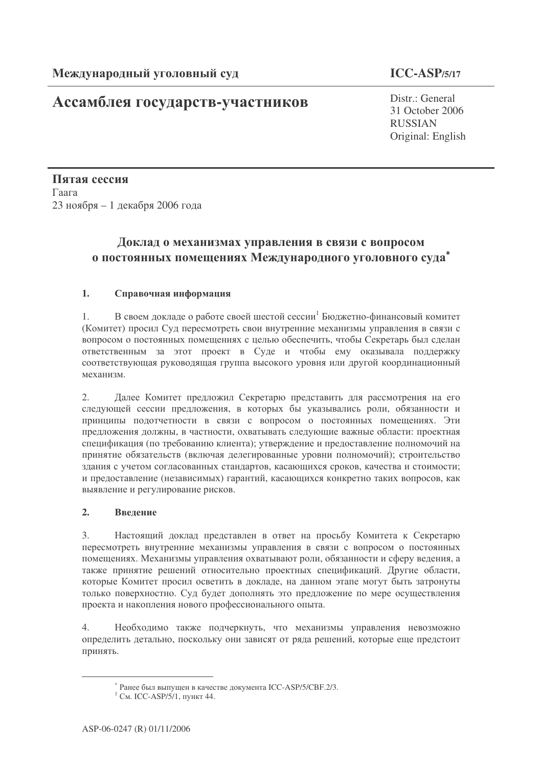**Международный уголовный суд** **ICC-ASP/5/17**

# Ассамблея государств-участников

Distr.: General
31 October 2006
RUSSIAN
Original: English

**Пятая сессия**
Гаага
23 ноября – 1 декабря 2006 года

## Доклад о механизмах управления в связи с вопросом о постоянных помещениях Международного уголовного суда*

### 1. Справочная информация

1. В своем докладе о работе своей шестой сессии[1] Бюджетно-финансовый комитет (Комитет) просил Суд пересмотреть свои внутренние механизмы управления в связи с вопросом о постоянных помещениях с целью обеспечить, чтобы Секретарь был сделан ответственным за этот проект в Суде и чтобы ему оказывала поддержку соответствующая руководящая группа высокого уровня или другой координационный механизм.

2. Далее Комитет предложил Секретарю представить для рассмотрения на его следующей сессии предложения, в которых бы указывались роли, обязанности и принципы подотчетности в связи с вопросом о постоянных помещениях. Эти предложения должны, в частности, охватывать следующие важные области: проектная спецификация (по требованию клиента); утверждение и предоставление полномочий на принятие обязательств (включая делегированные уровни полномочий); строительство здания с учетом согласованных стандартов, касающихся сроков, качества и стоимости; и предоставление (независимых) гарантий, касающихся конкретно таких вопросов, как выявление и регулирование рисков.

### 2. Введение

3. Настоящий доклад представлен в ответ на просьбу Комитета к Секретарю пересмотреть внутренние механизмы управления в связи с вопросом о постоянных помещениях. Механизмы управления охватывают роли, обязанности и сферу ведения, а также принятие решений относительно проектных спецификаций. Другие области, которые Комитет просил осветить в докладе, на данном этапе могут быть затронуты только поверхностно. Суд будет дополнять это предложение по мере осуществления проекта и накопления нового профессионального опыта.

4. Необходимо также подчеркнуть, что механизмы управления невозможно определить детально, поскольку они зависят от ряда решений, которые еще предстоит принять.

---

\* Ранее был выпущен в качестве документа ICC-ASP/5/CBF.2/3.

[1] См. ICC-ASP/5/1, пункт 44.

ASP-06-0247 (R) 01/11/2006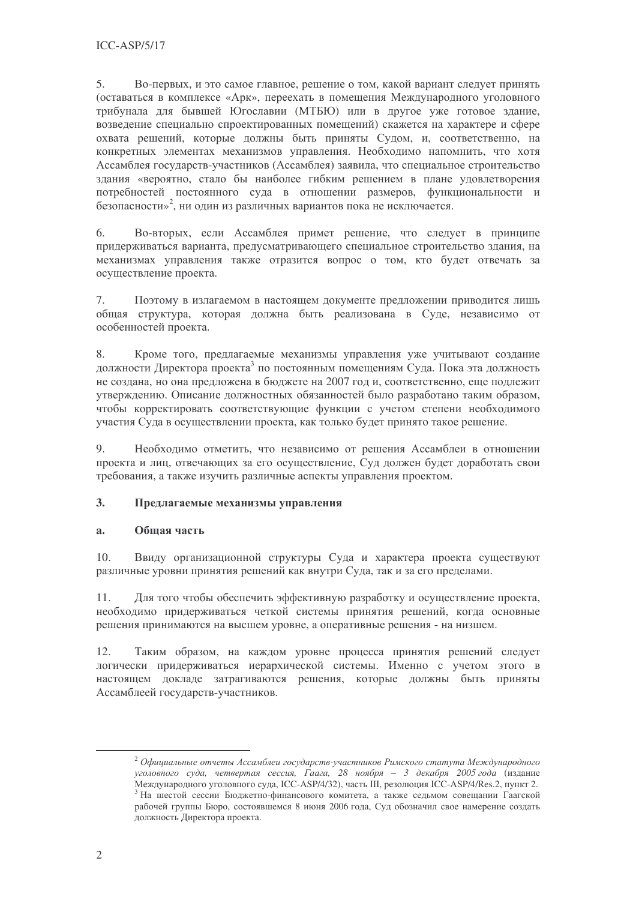5. Во-первых, и это самое главное, решение о том, какой вариант следует принять (оставаться в комплексе «Арк», переехать в помещения Международного уголовного трибунала для бывшей Югославии (МТБЮ) или в другое уже готовое здание, возведение специально спроектированных помещений) скажется на характере и сфере охвата решений, которые должны быть приняты Судом, и, соответственно, на конкретных элементах механизмов управления. Необходимо напомнить, что хотя Ассамблея государств-участников (Ассамблея) заявила, что специальное строительство здания «вероятно, стало бы наиболее гибким решением в плане удовлетворения потребностей постоянного суда в отношении размеров, функциональности и безопасности»[2], ни один из различных вариантов пока не исключается.

6. Во-вторых, если Ассамблея примет решение, что следует в принципе придерживаться варианта, предусматривающего специальное строительство здания, на механизмах управления также отразится вопрос о том, кто будет отвечать за осуществление проекта.

7. Поэтому в излагаемом в настоящем документе предложении приводится лишь общая структура, которая должна быть реализована в Суде, независимо от особенностей проекта.

8. Кроме того, предлагаемые механизмы управления уже учитывают создание должности Директора проекта[3] по постоянным помещениям Суда. Пока эта должность не создана, но она предложена в бюджете на 2007 год и, соответственно, еще подлежит утверждению. Описание должностных обязанностей было разработано таким образом, чтобы корректировать соответствующие функции с учетом степени необходимого участия Суда в осуществлении проекта, как только будет принято такое решение.

9. Необходимо отметить, что независимо от решения Ассамблеи в отношении проекта и лиц, отвечающих за его осуществление, Суд должен будет доработать свои требования, а также изучить различные аспекты управления проектом.

## 3. Предлагаемые механизмы управления

### a. Общая часть

10. Ввиду организационной структуры Суда и характера проекта существуют различные уровни принятия решений как внутри Суда, так и за его пределами.

11. Для того чтобы обеспечить эффективную разработку и осуществление проекта, необходимо придерживаться четкой системы принятия решений, когда основные решения принимаются на высшем уровне, а оперативные решения - на низшем.

12. Таким образом, на каждом уровне процесса принятия решений следует логически придерживаться иерархической системы. Именно с учетом этого в настоящем докладе затрагиваются решения, которые должны быть приняты Ассамблеей государств-участников.

---

[2] *Официальные отчеты Ассамблеи государств-участников Римского статута Международного уголовного суда, четвертая сессия, Гаага, 28 ноября – 3 декабря 2005 года* (издание Международного уголовного суда, ICC-ASP/4/32), часть III, резолюция ICC-ASP/4/Res.2, пункт 2.

[3] На шестой сессии Бюджетно-финансового комитета, а также седьмом совещании Гаагской рабочей группы Бюро, состоявшемся 8 июня 2006 года, Суд обозначил свое намерение создать должность Директора проекта.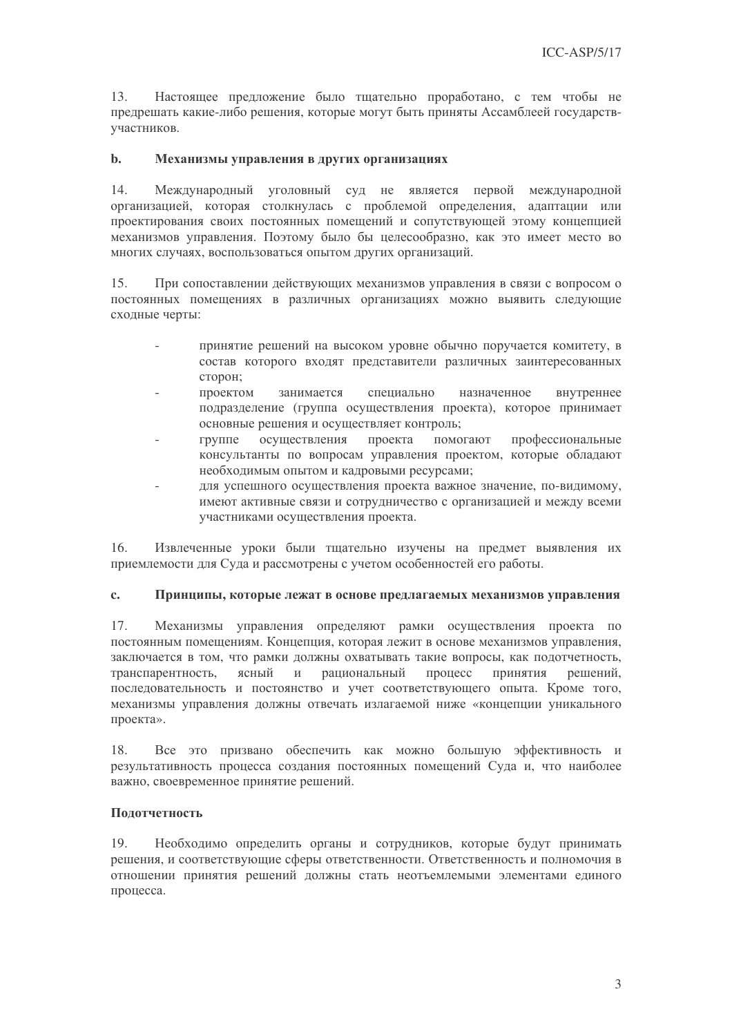13. Настоящее предложение было тщательно проработано, с тем чтобы не предрешать какие-либо решения, которые могут быть приняты Ассамблеей государств-участников.

### b. Механизмы управления в других организациях

14. Международный уголовный суд не является первой международной организацией, которая столкнулась с проблемой определения, адаптации или проектирования своих постоянных помещений и сопутствующей этому концепцией механизмов управления. Поэтому было бы целесообразно, как это имеет место во многих случаях, воспользоваться опытом других организаций.

15. При сопоставлении действующих механизмов управления в связи с вопросом о постоянных помещениях в различных организациях можно выявить следующие сходные черты:

- принятие решений на высоком уровне обычно поручается комитету, в состав которого входят представители различных заинтересованных сторон;
- проектом занимается специально назначенное внутреннее подразделение (группа осуществления проекта), которое принимает основные решения и осуществляет контроль;
- группе осуществления проекта помогают профессиональные консультанты по вопросам управления проектом, которые обладают необходимым опытом и кадровыми ресурсами;
- для успешного осуществления проекта важное значение, по-видимому, имеют активные связи и сотрудничество с организацией и между всеми участниками осуществления проекта.

16. Извлеченные уроки были тщательно изучены на предмет выявления их приемлемости для Суда и рассмотрены с учетом особенностей его работы.

### c. Принципы, которые лежат в основе предлагаемых механизмов управления

17. Механизмы управления определяют рамки осуществления проекта по постоянным помещениям. Концепция, которая лежит в основе механизмов управления, заключается в том, что рамки должны охватывать такие вопросы, как подотчетность, транспарентность, ясный и рациональный процесс принятия решений, последовательность и постоянство и учет соответствующего опыта. Кроме того, механизмы управления должны отвечать излагаемой ниже «концепции уникального проекта».

18. Все это призвано обеспечить как можно большую эффективность и результативность процесса создания постоянных помещений Суда и, что наиболее важно, своевременное принятие решений.

**Подотчетность**

19. Необходимо определить органы и сотрудников, которые будут принимать решения, и соответствующие сферы ответственности. Ответственность и полномочия в отношении принятия решений должны стать неотъемлемыми элементами единого процесса.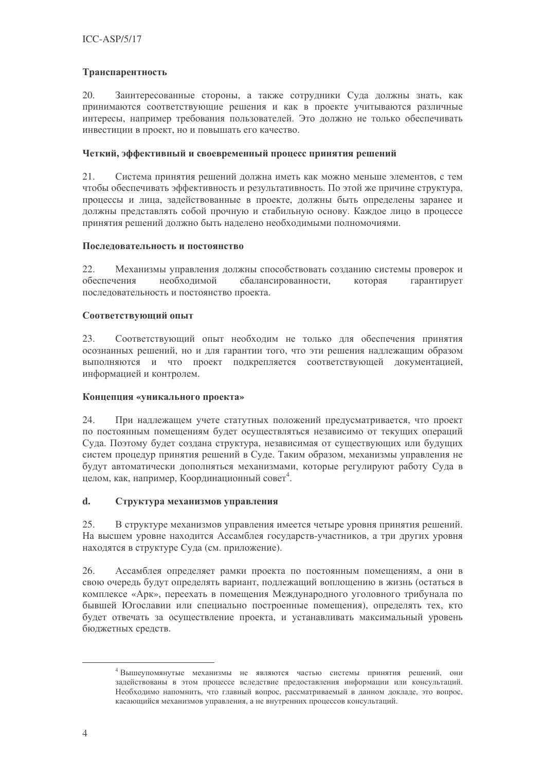**Транспарентность**

20. Заинтересованные стороны, а также сотрудники Суда должны знать, как принимаются соответствующие решения и как в проекте учитываются различные интересы, например требования пользователей. Это должно не только обеспечивать инвестиции в проект, но и повышать его качество.

**Четкий, эффективный и своевременный процесс принятия решений**

21. Система принятия решений должна иметь как можно меньше элементов, с тем чтобы обеспечивать эффективность и результативность. По этой же причине структура, процессы и лица, задействованные в проекте, должны быть определены заранее и должны представлять собой прочную и стабильную основу. Каждое лицо в процессе принятия решений должно быть наделено необходимыми полномочиями.

**Последовательность и постоянство**

22. Механизмы управления должны способствовать созданию системы проверок и обеспечения необходимой сбалансированности, которая гарантирует последовательность и постоянство проекта.

**Соответствующий опыт**

23. Соответствующий опыт необходим не только для обеспечения принятия осознанных решений, но и для гарантии того, что эти решения надлежащим образом выполняются и что проект подкрепляется соответствующей документацией, информацией и контролем.

**Концепция «уникального проекта»**

24. При надлежащем учете статутных положений предусматривается, что проект по постоянным помещениям будет осуществляться независимо от текущих операций Суда. Поэтому будет создана структура, независимая от существующих или будущих систем процедур принятия решений в Суде. Таким образом, механизмы управления не будут автоматически дополняться механизмами, которые регулируют работу Суда в целом, как, например, Координационный совет[4].

## d. Структура механизмов управления

25. В структуре механизмов управления имеется четыре уровня принятия решений. На высшем уровне находится Ассамблея государств-участников, а три других уровня находятся в структуре Суда (см. приложение).

26. Ассамблея определяет рамки проекта по постоянным помещениям, а они в свою очередь будут определять вариант, подлежащий воплощению в жизнь (остаться в комплексе «Арк», переехать в помещения Международного уголовного трибунала по бывшей Югославии или специально построенные помещения), определять тех, кто будет отвечать за осуществление проекта, и устанавливать максимальный уровень бюджетных средств.

---

[4] Вышеупомянутые механизмы не являются частью системы принятия решений, они задействованы в этом процессе вследствие предоставления информации или консультаций. Необходимо напомнить, что главный вопрос, рассматриваемый в данном докладе, это вопрос, касающийся механизмов управления, а не внутренних процессов консультаций.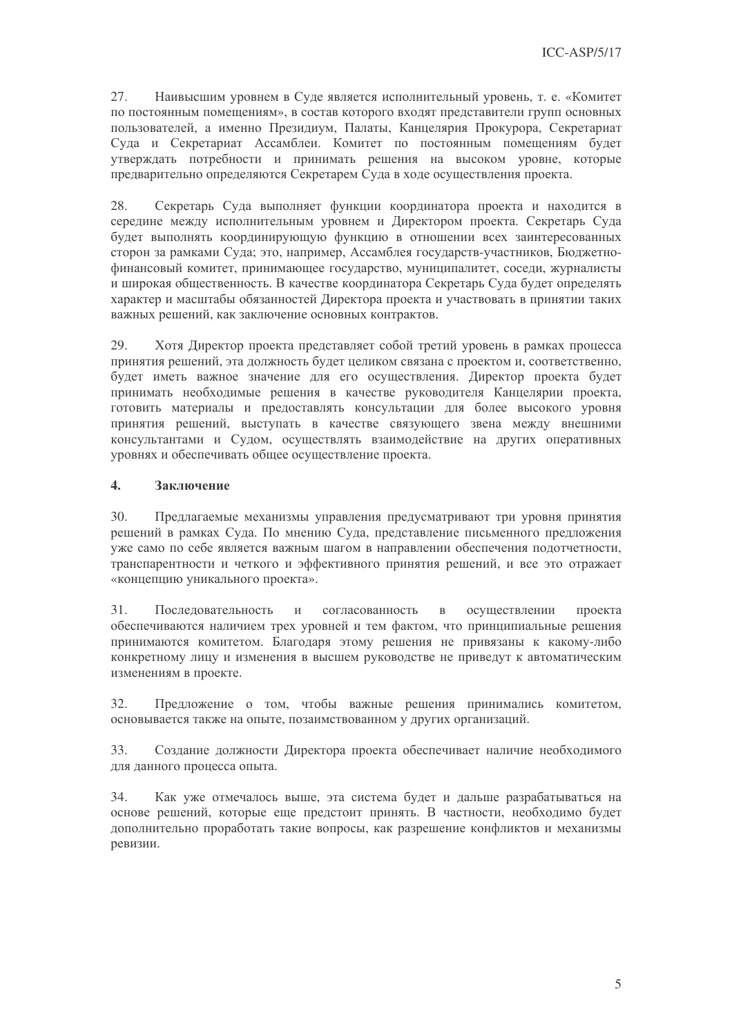27. Наивысшим уровнем в Суде является исполнительный уровень, т. е. «Комитет по постоянным помещениям», в состав которого входят представители групп основных пользователей, а именно Президиум, Палаты, Канцелярия Прокурора, Секретариат Суда и Секретариат Ассамблеи. Комитет по постоянным помещениям будет утверждать потребности и принимать решения на высоком уровне, которые предварительно определяются Секретарем Суда в ходе осуществления проекта.

28. Секретарь Суда выполняет функции координатора проекта и находится в середине между исполнительным уровнем и Директором проекта. Секретарь Суда будет выполнять координирующую функцию в отношении всех заинтересованных сторон за рамками Суда; это, например, Ассамблея государств-участников, Бюджетно-финансовый комитет, принимающее государство, муниципалитет, соседи, журналисты и широкая общественность. В качестве координатора Секретарь Суда будет определять характер и масштабы обязанностей Директора проекта и участвовать в принятии таких важных решений, как заключение основных контрактов.

29. Хотя Директор проекта представляет собой третий уровень в рамках процесса принятия решений, эта должность будет целиком связана с проектом и, соответственно, будет иметь важное значение для его осуществления. Директор проекта будет принимать необходимые решения в качестве руководителя Канцелярии проекта, готовить материалы и предоставлять консультации для более высокого уровня принятия решений, выступать в качестве связующего звена между внешними консультантами и Судом, осуществлять взаимодействие на других оперативных уровнях и обеспечивать общее осуществление проекта.

## 4. Заключение

30. Предлагаемые механизмы управления предусматривают три уровня принятия решений в рамках Суда. По мнению Суда, представление письменного предложения уже само по себе является важным шагом в направлении обеспечения подотчетности, транспарентности и четкого и эффективного принятия решений, и все это отражает «концепцию уникального проекта».

31. Последовательность и согласованность в осуществлении проекта обеспечиваются наличием трех уровней и тем фактом, что принципиальные решения принимаются комитетом. Благодаря этому решения не привязаны к какому-либо конкретному лицу и изменения в высшем руководстве не приведут к автоматическим изменениям в проекте.

32. Предложение о том, чтобы важные решения принимались комитетом, основывается также на опыте, позаимствованном у других организаций.

33. Создание должности Директора проекта обеспечивает наличие необходимого для данного процесса опыта.

34. Как уже отмечалось выше, эта система будет и дальше разрабатываться на основе решений, которые еще предстоит принять. В частности, необходимо будет дополнительно проработать такие вопросы, как разрешение конфликтов и механизмы ревизии.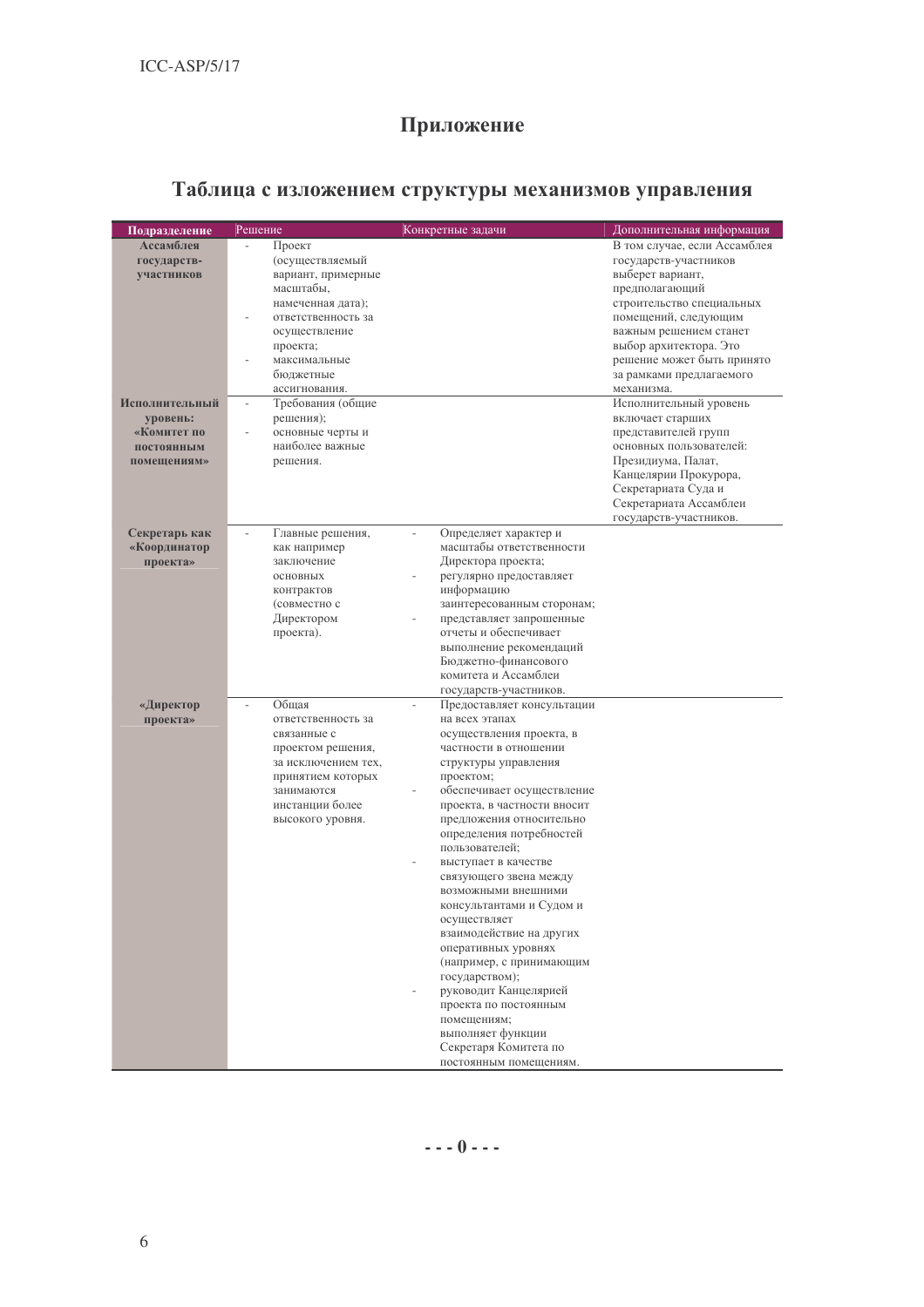# Приложение

## Таблица с изложением структуры механизмов управления

| Подразделение | Решение | Конкретные задачи | Дополнительная информация |
|---|---|---|---|
| **Ассамблея государств-участников** | - Проект (осуществляемый вариант, примерные масштабы, намеченная дата);<br>- ответственность за осуществление проекта;<br>- максимальные бюджетные ассигнования. | | В том случае, если Ассамблея государств-участников выберет вариант, предполагающий строительство специальных помещений, следующим важным решением станет выбор архитектора. Это решение может быть принято за рамками предлагаемого механизма. |
| **Исполнительный уровень: «Комитет по постоянным помещениям»** | - Требования (общие решения);<br>- основные черты и наиболее важные решения. | | Исполнительный уровень включает старших представителей групп основных пользователей: Президиума, Палат, Канцелярии Прокурора, Секретариата Суда и Секретариата Ассамблеи государств-участников. |
| **Секретарь как «Координатор проекта»** | - Главные решения, как например заключение основных контрактов (совместно с Директором проекта). | - Определяет характер и масштабы ответственности Директора проекта;<br>- регулярно предоставляет информацию заинтересованным сторонам;<br>- представляет запрошенные отчеты и обеспечивает выполнение рекомендаций Бюджетно-финансового комитета и Ассамблеи государств-участников. | |
| **«Директор проекта»** | - Общая ответственность за связанные с проектом решения, за исключением тех, принятием которых занимаются инстанции более высокого уровня. | - Предоставляет консультации на всех этапах осуществления проекта, в частности в отношении структуры управления проектом;<br>- обеспечивает осуществление проекта, в частности вносит предложения относительно определения потребностей пользователей;<br>- выступает в качестве связующего звена между возможными внешними консультантами и Судом и осуществляет взаимодействие на других оперативных уровнях (например, с принимающим государством);<br>- руководит Канцелярией проекта по постоянным помещениям;<br>выполняет функции Секретаря Комитета по постоянным помещениям. | |

**- - - 0 - - -**